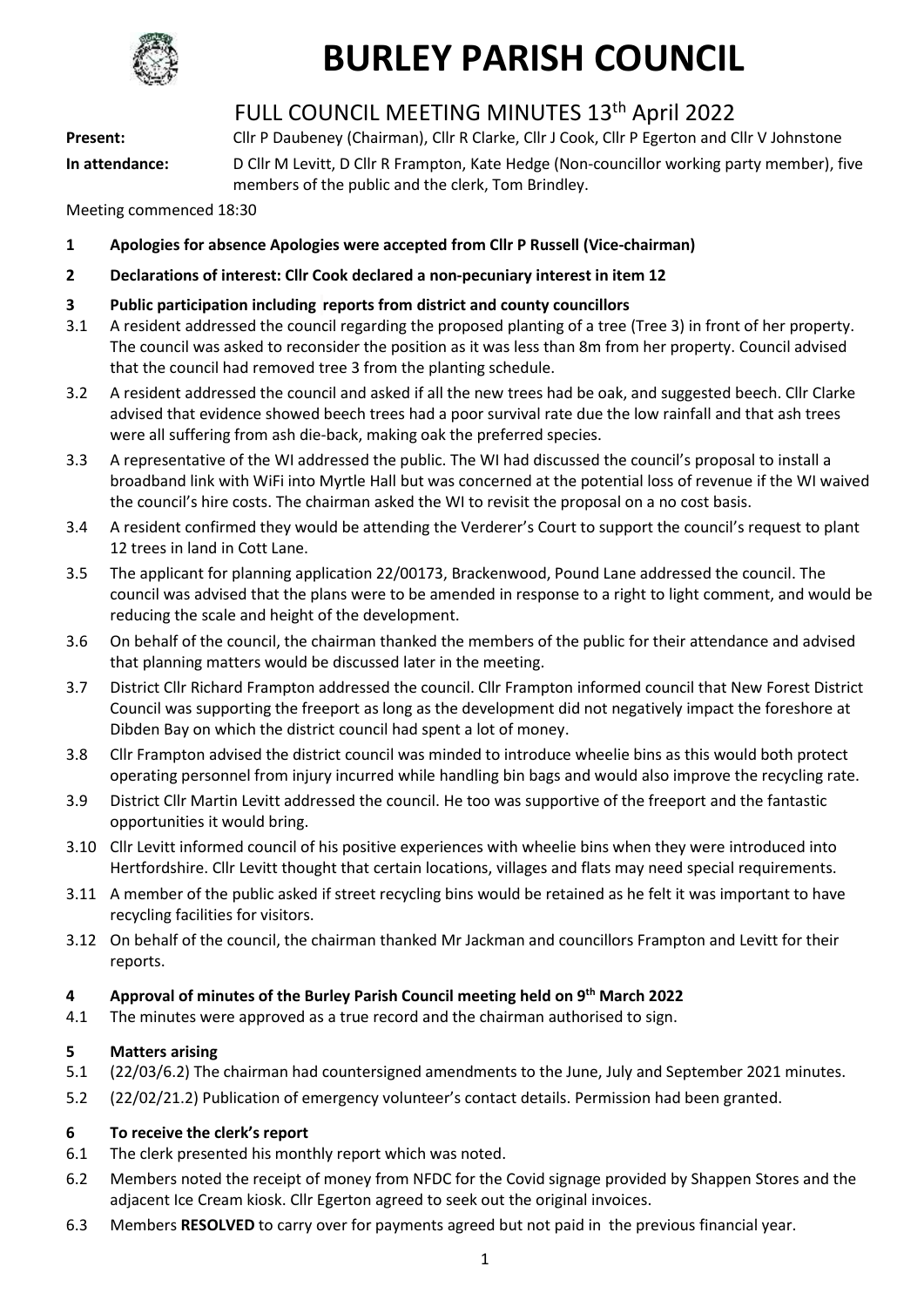# BURLEY PARISH COUNCIL

## FULL COUNCIL MEETING MINUTES 13th April 2022

**Present:** Cllr P Daubeney (Chairman), Cllr R Clarke, Cllr J Cook, Cllr P Egerton and Cllr V Johnstone

**In attendance:** D Cllr M Levitt, D Cllr R Frampton, Kate Hedge (Non-councillor working party member), five members of the public and the clerk, Tom Brindley.

Meeting commenced 18:30

**1 Apologies for absence Apologies were accepted from Cllr P Russell (Vice-chairman)**

**2 Declarations of interest: Cllr Cook declared a non-pecuniary interest in item 12**

**3 Public participation including reports from district and county councillors**

3.1 A resident addressed the council regarding the proposed planting of a tree (Tree 3) in front of her property. The council was asked to reconsider the position as it was less than 8m from her property. Council advised that the council had removed tree 3 from the planting schedule.

3.2 A resident addressed the council and asked if all the new trees had be oak, and suggested beech. Cllr Clarke advised that evidence showed beech trees had a poor survival rate due the low rainfall and that ash trees were all suffering from ash die-back, making oak the preferred species.

3.3 A representative of the WI addressed the public. The WI had discussed the council's proposal to install a broadband link with WiFi into Myrtle Hall but was concerned at the potential loss of revenue if the WI waived the council's hire costs. The chairman asked the WI to revisit the proposal on a no cost basis.

3.4 A resident confirmed they would be attending the Verderer's Court to support the council's request to plant 12 trees in land in Cott Lane.

3.5 The applicant for planning application 22/00173, Brackenwood, Pound Lane addressed the council. The council was advised that the plans were to be amended in response to a right to light comment, and would be reducing the scale and height of the development.

3.6 On behalf of the council, the chairman thanked the members of the public for their attendance and advised that planning matters would be discussed later in the meeting.

3.7 District Cllr Richard Frampton addressed the council. Cllr Frampton informed council that New Forest District Council was supporting the freeport as long as the development did not negatively impact the foreshore at Dibden Bay on which the district council had spent a lot of money.

3.8 Cllr Frampton advised the district council was minded to introduce wheelie bins as this would both protect operating personnel from injury incurred while handling bin bags and would also improve the recycling rate.

3.9 District Cllr Martin Levitt addressed the council. He too was supportive of the freeport and the fantastic opportunities it would bring.

3.10 Cllr Levitt informed council of his positive experiences with wheelie bins when they were introduced into Hertfordshire. Cllr Levitt thought that certain locations, villages and flats may need special requirements.

3.11 A member of the public asked if street recycling bins would be retained as he felt it was important to have recycling facilities for visitors.

3.12 On behalf of the council, the chairman thanked Mr Jackman and councillors Frampton and Levitt for their reports.

**4 Approval of minutes of the Burley Parish Council meeting held on 9th March 2022**

4.1 The minutes were approved as a true record and the chairman authorised to sign.

**5 Matters arising**

5.1 (22/03/6.2) The chairman had countersigned amendments to the June, July and September 2021 minutes.

5.2 (22/02/21.2) Publication of emergency volunteer's contact details. Permission had been granted.

**6 To receive the clerk's report**

6.1 The clerk presented his monthly report which was noted.

6.2 Members noted the receipt of money from NFDC for the Covid signage provided by Shappen Stores and the adjacent Ice Cream kiosk. Cllr Egerton agreed to seek out the original invoices.

6.3 Members **RESOLVED** to carry over for payments agreed but not paid in the previous financial year.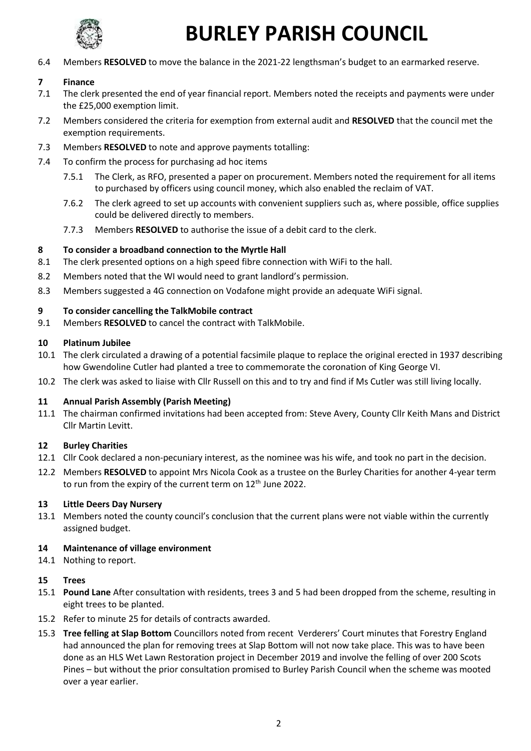# BURLEY PARISH COUNCIL

6.4 Members **RESOLVED** to move the balance in the 2021-22 lengthsman's budget to an earmarked reserve.

**7 Finance**

7.1 The clerk presented the end of year financial report. Members noted the receipts and payments were under the £25,000 exemption limit.

7.2 Members considered the criteria for exemption from external audit and **RESOLVED** that the council met the exemption requirements.

7.3 Members **RESOLVED** to note and approve payments totalling:

7.4 To confirm the process for purchasing ad hoc items

- 7.5.1 The Clerk, as RFO, presented a paper on procurement. Members noted the requirement for all items to purchased by officers using council money, which also enabled the reclaim of VAT.
- 7.6.2 The clerk agreed to set up accounts with convenient suppliers such as, where possible, office supplies could be delivered directly to members.
- 7.7.3 Members **RESOLVED** to authorise the issue of a debit card to the clerk.

**8 To consider a broadband connection to the Myrtle Hall**

8.1 The clerk presented options on a high speed fibre connection with WiFi to the hall.

8.2 Members noted that the WI would need to grant landlord's permission.

8.3 Members suggested a 4G connection on Vodafone might provide an adequate WiFi signal.

**9 To consider cancelling the TalkMobile contract**

9.1 Members **RESOLVED** to cancel the contract with TalkMobile.

**10 Platinum Jubilee**

10.1 The clerk circulated a drawing of a potential facsimile plaque to replace the original erected in 1937 describing how Gwendoline Cutler had planted a tree to commemorate the coronation of King George VI.

10.2 The clerk was asked to liaise with Cllr Russell on this and to try and find if Ms Cutler was still living locally.

**11 Annual Parish Assembly (Parish Meeting)**

11.1 The chairman confirmed invitations had been accepted from: Steve Avery, County Cllr Keith Mans and District Cllr Martin Levitt.

**12 Burley Charities**

12.1 Cllr Cook declared a non-pecuniary interest, as the nominee was his wife, and took no part in the decision.

12.2 Members **RESOLVED** to appoint Mrs Nicola Cook as a trustee on the Burley Charities for another 4-year term to run from the expiry of the current term on 12th June 2022.

**13 Little Deers Day Nursery**

13.1 Members noted the county council's conclusion that the current plans were not viable within the currently assigned budget.

**14 Maintenance of village environment**

14.1 Nothing to report.

**15 Trees**

15.1 **Pound Lane** After consultation with residents, trees 3 and 5 had been dropped from the scheme, resulting in eight trees to be planted.

15.2 Refer to minute 25 for details of contracts awarded.

15.3 **Tree felling at Slap Bottom** Councillors noted from recent Verderers' Court minutes that Forestry England had announced the plan for removing trees at Slap Bottom will not now take place. This was to have been done as an HLS Wet Lawn Restoration project in December 2019 and involve the felling of over 200 Scots Pines – but without the prior consultation promised to Burley Parish Council when the scheme was mooted over a year earlier.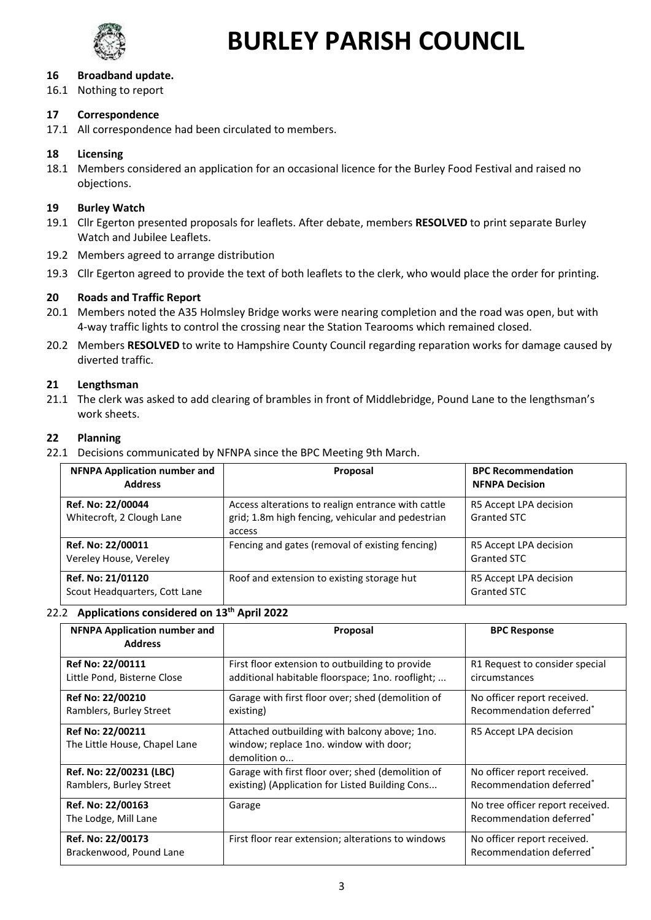# BURLEY PARISH COUNCIL

**16 Broadband update.**

16.1 Nothing to report

**17 Correspondence**

17.1 All correspondence had been circulated to members.

**18 Licensing**

18.1 Members considered an application for an occasional licence for the Burley Food Festival and raised no objections.

**19 Burley Watch**

19.1 Cllr Egerton presented proposals for leaflets. After debate, members **RESOLVED** to print separate Burley Watch and Jubilee Leaflets.

19.2 Members agreed to arrange distribution

19.3 Cllr Egerton agreed to provide the text of both leaflets to the clerk, who would place the order for printing.

**20 Roads and Traffic Report**

20.1 Members noted the A35 Holmsley Bridge works were nearing completion and the road was open, but with 4-way traffic lights to control the crossing near the Station Tearooms which remained closed.

20.2 Members **RESOLVED** to write to Hampshire County Council regarding reparation works for damage caused by diverted traffic.

**21 Lengthsman**

21.1 The clerk was asked to add clearing of brambles in front of Middlebridge, Pound Lane to the lengthsman's work sheets.

**22 Planning**

22.1 Decisions communicated by NFNPA since the BPC Meeting 9th March.

| NFNPA Application number and Address | Proposal | BPC Recommendation NFNPA Decision |
|---|---|---|
| **Ref. No: 22/00044** Whitecroft, 2 Clough Lane | Access alterations to realign entrance with cattle grid; 1.8m high fencing, vehicular and pedestrian access | R5 Accept LPA decision Granted STC |
| **Ref. No: 22/00011** Vereley House, Vereley | Fencing and gates (removal of existing fencing) | R5 Accept LPA decision Granted STC |
| **Ref. No: 21/01120** Scout Headquarters, Cott Lane | Roof and extension to existing storage hut | R5 Accept LPA decision Granted STC |

22.2 **Applications considered on 13th April 2022**

| NFNPA Application number and Address | Proposal | BPC Response |
|---|---|---|
| **Ref No: 22/00111** Little Pond, Bisterne Close | First floor extension to outbuilding to provide additional habitable floorspace; 1no. rooflight; ... | R1 Request to consider special circumstances |
| **Ref No: 22/00210** Ramblers, Burley Street | Garage with first floor over; shed (demolition of existing) | No officer report received. Recommendation deferred* |
| **Ref No: 22/00211** The Little House, Chapel Lane | Attached outbuilding with balcony above; 1no. window; replace 1no. window with door; demolition o... | R5 Accept LPA decision |
| **Ref. No: 22/00231 (LBC)** Ramblers, Burley Street | Garage with first floor over; shed (demolition of existing) (Application for Listed Building Cons... | No officer report received. Recommendation deferred* |
| **Ref. No: 22/00163** The Lodge, Mill Lane | Garage | No tree officer report received. Recommendation deferred* |
| **Ref. No: 22/00173** Brackenwood, Pound Lane | First floor rear extension; alterations to windows | No officer report received. Recommendation deferred* |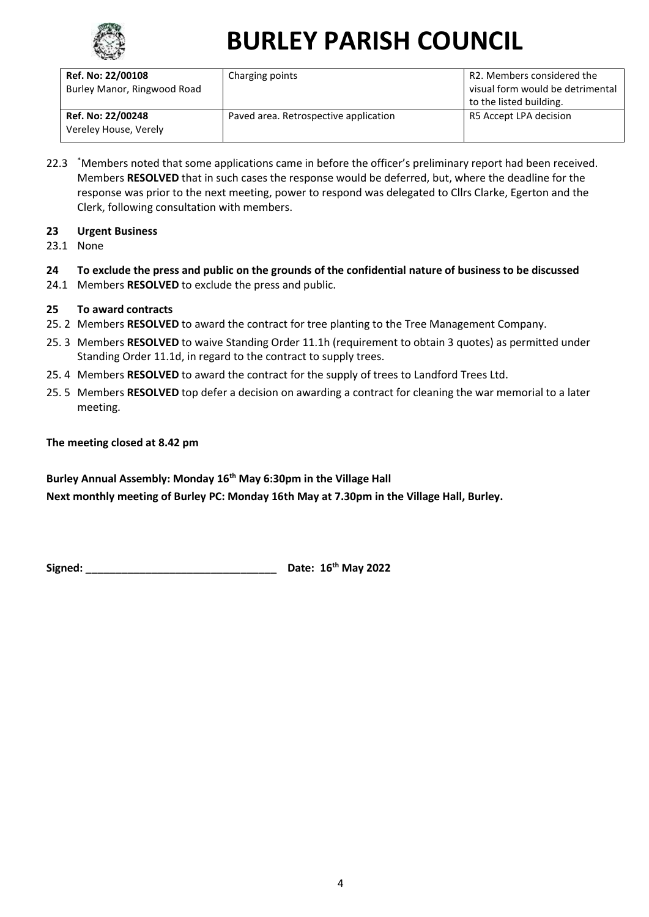# BURLEY PARISH COUNCIL

| | | |
|---|---|---|
| **Ref. No: 22/00108**<br>Burley Manor, Ringwood Road | Charging points | R2. Members considered the visual form would be detrimental to the listed building. |
| **Ref. No: 22/00248**<br>Vereley House, Verely | Paved area. Retrospective application | R5 Accept LPA decision |

22.3 *Members noted that some applications came in before the officer's preliminary report had been received. Members **RESOLVED** that in such cases the response would be deferred, but, where the deadline for the response was prior to the next meeting, power to respond was delegated to Cllrs Clarke, Egerton and the Clerk, following consultation with members.

**23 Urgent Business**

23.1 None

**24 To exclude the press and public on the grounds of the confidential nature of business to be discussed**

24.1 Members **RESOLVED** to exclude the press and public.

**25 To award contracts**

25. 2 Members **RESOLVED** to award the contract for tree planting to the Tree Management Company.

25. 3 Members **RESOLVED** to waive Standing Order 11.1h (requirement to obtain 3 quotes) as permitted under Standing Order 11.1d, in regard to the contract to supply trees.

25. 4 Members **RESOLVED** to award the contract for the supply of trees to Landford Trees Ltd.

25. 5 Members **RESOLVED** top defer a decision on awarding a contract for cleaning the war memorial to a later meeting.

**The meeting closed at 8.42 pm**

**Burley Annual Assembly: Monday 16th May 6:30pm in the Village Hall**

**Next monthly meeting of Burley PC: Monday 16th May at 7.30pm in the Village Hall, Burley.**

**Signed: ________________________________ Date: 16th May 2022**